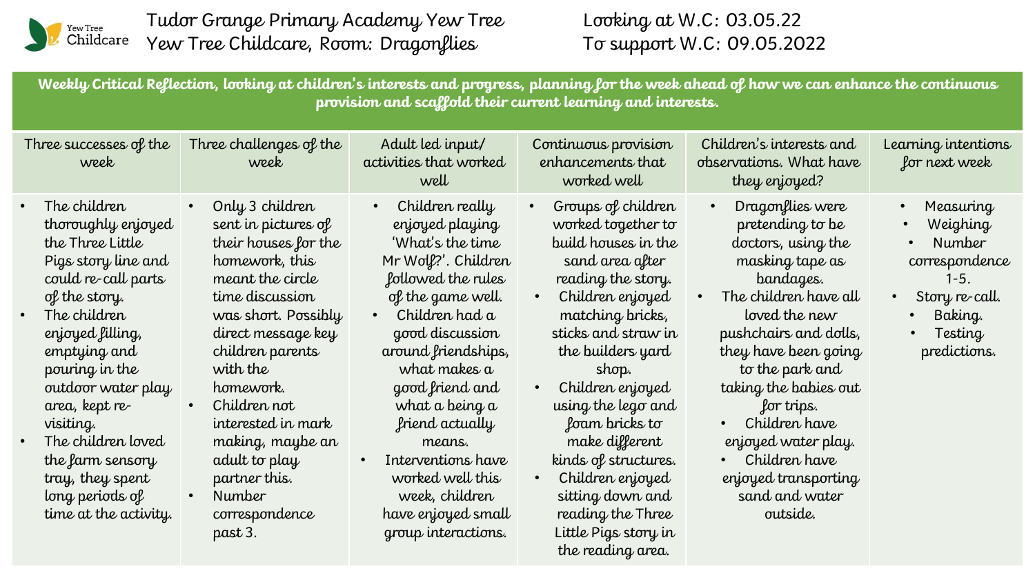Yew Tree Childcare

Tudor Grange Primary Academy Yew Tree
Yew Tree Childcare, Room: Dragonflies

Looking at W.C: 03.05.22
To support W.C: 09.05.2022

**Weekly Critical Reflection, looking at children's interests and progress, planning for the week ahead of how we can enhance the continuous provision and scaffold their current learning and interests.**

| Three successes of the week | Three challenges of the week | Adult led input/ activities that worked well | Continuous provision enhancements that worked well | Children's interests and observations. What have they enjoyed? | Learning intentions for next week |
|---|---|---|---|---|---|
| • The children thoroughly enjoyed the Three Little Pigs story line and could re-call parts of the story.<br>• The children enjoyed filling, emptying and pouring in the outdoor water play area, kept re-visiting.<br>• The children loved the farm sensory tray, they spent long periods of time at the activity. | • Only 3 children sent in pictures of their houses for the homework, this meant the circle time discussion was short. Possibly direct message key children parents with the homework.<br>• Children not interested in mark making, maybe an adult to play partner this.<br>• Number correspondence past 3. | • Children really enjoyed playing 'What's the time Mr Wolf?'. Children followed the rules of the game well.<br>• Children had a good discussion around friendships, what makes a good friend and what a being a friend actually means.<br>• Interventions have worked well this week, children have enjoyed small group interactions. | • Groups of children worked together to build houses in the sand area after reading the story.<br>• Children enjoyed matching bricks, sticks and straw in the builders yard shop.<br>• Children enjoyed using the lego and foam bricks to make different kinds of structures.<br>• Children enjoyed sitting down and reading the Three Little Pigs story in the reading area. | • Dragonflies were pretending to be doctors, using the masking tape as bandages.<br>• The children have all loved the new pushchairs and dolls, they have been going to the park and taking the babies out for trips.<br>• Children have enjoyed water play.<br>• Children have enjoyed transporting sand and water outside. | • Measuring<br>• Weighing<br>• Number correspondence 1-5.<br>• Story re-call.<br>• Baking.<br>• Testing predictions. |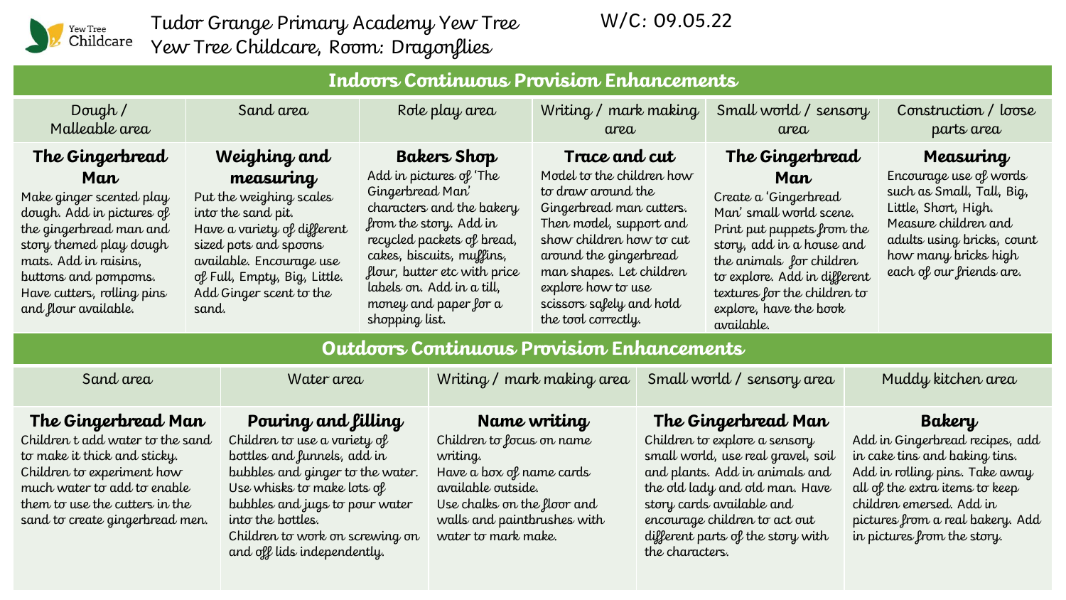Yew Tree Childcare

Tudor Grange Primary Academy Yew Tree
Yew Tree Childcare, Room: Dragonflies

W/C: 09.05.22

## Indoors Continuous Provision Enhancements

| Dough / Malleable area | Sand area | Role play area | Writing / mark making area | Small world / sensory area | Construction / loose parts area |
|---|---|---|---|---|---|
| **The Gingerbread Man** Make ginger scented play dough. Add in pictures of the gingerbread man and story themed play dough mats. Add in raisins, buttons and pompoms. Have cutters, rolling pins and flour available. | **Weighing and measuring** Put the weighing scales into the sand pit. Have a variety of different sized pots and spoons available. Encourage use of Full, Empty, Big, Little. Add Ginger scent to the sand. | **Bakers Shop** Add in pictures of 'The Gingerbread Man' characters and the bakery from the story. Add in recycled packets of bread, cakes, biscuits, muffins, flour, butter etc with price labels on. Add in a till, money and paper for a shopping list. | **Trace and cut** Model to the children how to draw around the Gingerbread man cutters. Then model, support and show children how to cut around the gingerbread man shapes. Let children explore how to use scissors safely and hold the tool correctly. | **The Gingerbread Man** Create a 'Gingerbread Man' small world scene. Print put puppets from the story, add in a house and the animals for children to explore. Add in different textures for the children to explore, have the book available. | **Measuring** Encourage use of words such as Small, Tall, Big, Little, Short, High. Measure children and adults using bricks, count how many bricks high each of our friends are. |

## Outdoors Continuous Provision Enhancements

| Sand area | Water area | Writing / mark making area | Small world / sensory area | Muddy kitchen area |
|---|---|---|---|---|
| **The Gingerbread Man** Children t add water to the sand to make it thick and sticky. Children to experiment how much water to add to enable them to use the cutters in the sand to create gingerbread men. | **Pouring and filling** Children to use a variety of bottles and funnels, add in bubbles and ginger to the water. Use whisks to make lots of bubbles and jugs to pour water into the bottles. Children to work on screwing on and off lids independently. | **Name writing** Children to focus on name writing. Have a box of name cards available outside. Use chalks on the floor and walls and paintbrushes with water to mark make. | **The Gingerbread Man** Children to explore a sensory small world, use real gravel, soil and plants. Add in animals and the old lady and old man. Have story cards available and encourage children to act out different parts of the story with the characters. | **Bakery** Add in Gingerbread recipes, add in cake tins and baking tins. Add in rolling pins. Take away all of the extra items to keep children emersed. Add in pictures from a real bakery. Add in pictures from the story. |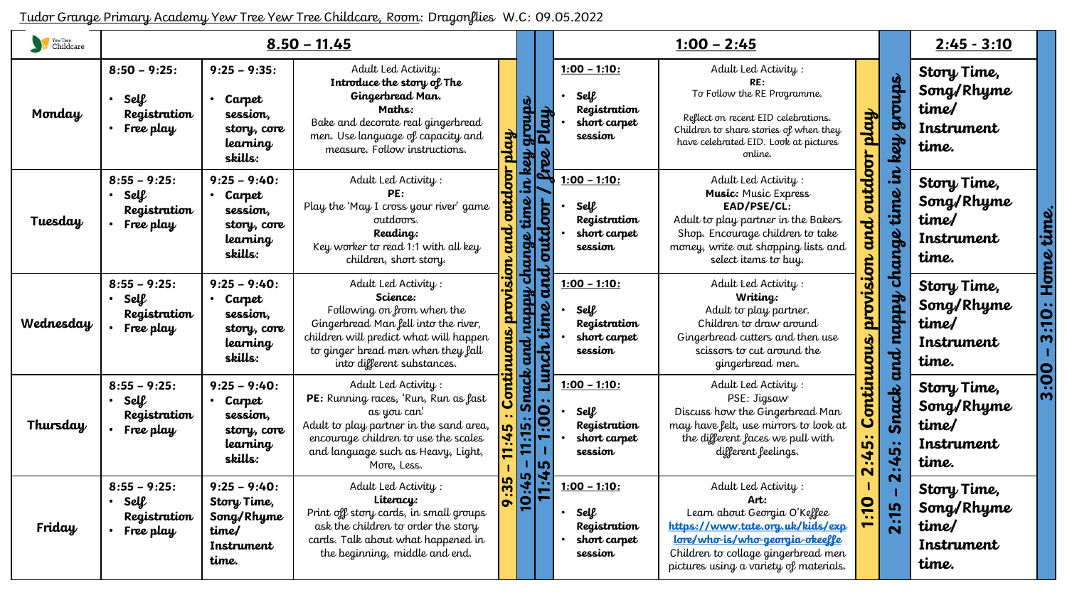Tudor Grange Primary Academy Yew Tree Yew Tree Childcare, Room: Dragonflies W.C: 09.05.2022

| Yew Tree Childcare | 8.50 – 11.45 | | | | | | 1:00 – 2:45 | | | | 2:45 - 3:10 | |
|---|---|---|---|---|---|---|---|---|---|---|---|---|
| **Monday** | **8:50 – 9:25:**<br>• **Self Registration**<br>• **Free play** | **9:25 – 9:35:**<br>• **Carpet session, story, core learning skills:** | Adult Led Activity:<br>**Introduce the story of The Gingerbread Man.**<br>**Maths:**<br>Bake and decorate real gingerbread men. Use language of capacity and measure. Follow instructions. | **9:35 – 11:45 : Continuous provision and outdoor play** | **10:45 – 11:15: Snack and nappy change time in key groups** | **11:45 – 1:00: Lunch time and outdoor / free Play** | **1:00 – 1:10:**<br>• **Self Registration**<br>• **short carpet session** | Adult Led Activity :<br>**RE:**<br>To Follow the RE Programme.<br>Reflect on recent EID celebrations. Children to share stories of when they have celebrated EID. Look at pictures online. | **1:10 – 2:45: Continuous provision and outdoor play** | **2:15 – 2:45: Snack and nappy change time in key groups** | **Story Time, Song/Rhyme time/ Instrument time.** | **3:00 – 3:10: Home time.** |
| **Tuesday** | **8:55 – 9:25:**<br>• **Self Registration**<br>• **Free play** | **9:25 – 9:40:**<br>• **Carpet session, story, core learning skills:** | Adult Led Activity :<br>**PE:**<br>Play the 'May I cross your river' game outdoors.<br>**Reading:**<br>Key worker to read 1:1 with all key children, short story. | | | | **1:00 – 1:10:**<br>• **Self Registration**<br>• **short carpet session** | Adult Led Activity :<br>**Music:** Music Express<br>**EAD/PSE/CL:**<br>Adult to play partner in the Bakers Shop. Encourage children to take money, write out shopping lists and select items to buy. | | | **Story Time, Song/Rhyme time/ Instrument time.** | |
| **Wednesday** | **8:55 – 9:25:**<br>• **Self Registration**<br>• **Free play** | **9:25 – 9:40:**<br>• **Carpet session, story, core learning skills:** | Adult Led Activity :<br>**Science:**<br>Following on from when the Gingerbread Man fell into the river, children will predict what will happen to ginger bread men when they fall into different substances. | | | | **1:00 – 1:10:**<br>• **Self Registration**<br>• **short carpet session** | Adult Led Activity :<br>**Writing:**<br>Adult to play partner.<br>Children to draw around Gingerbread cutters and then use scissors to cut around the gingerbread men. | | | **Story Time, Song/Rhyme time/ Instrument time.** | |
| **Thursday** | **8:55 – 9:25:**<br>• **Self Registration**<br>• **Free play** | **9:25 – 9:40:**<br>• **Carpet session, story, core learning skills:** | Adult Led Activity :<br>**PE:** Running races, 'Run, Run as fast as you can'<br>Adult to play partner in the sand area, encourage children to use the scales and language such as Heavy, Light, More, Less. | | | | **1:00 – 1:10:**<br>• **Self Registration**<br>• **short carpet session** | Adult Led Activity :<br>PSE: Jigsaw<br>Discuss how the Gingerbread Man may have felt, use mirrors to look at the different faces we pull with different feelings. | | | **Story Time, Song/Rhyme time/ Instrument time.** | |
| **Friday** | **8:55 – 9:25:**<br>• **Self Registration**<br>• **Free play** | **9:25 – 9:40:**<br>**Story Time, Song/Rhyme time/ Instrument time.** | Adult Led Activity :<br>**Literacy:**<br>Print off story cards, in small groups ask the children to order the story cards. Talk about what happened in the beginning, middle and end. | | | | **1:00 – 1:10:**<br>• **Self Registration**<br>• **short carpet session** | Adult Led Activity :<br>**Art:**<br>Learn about Georgia O'Keffee<br>https://www.tate.org.uk/kids/explore/who-is/who-georgia-okeeffe<br>Children to collage gingerbread men pictures using a variety of materials. | | | **Story Time, Song/Rhyme time/ Instrument time.** | |